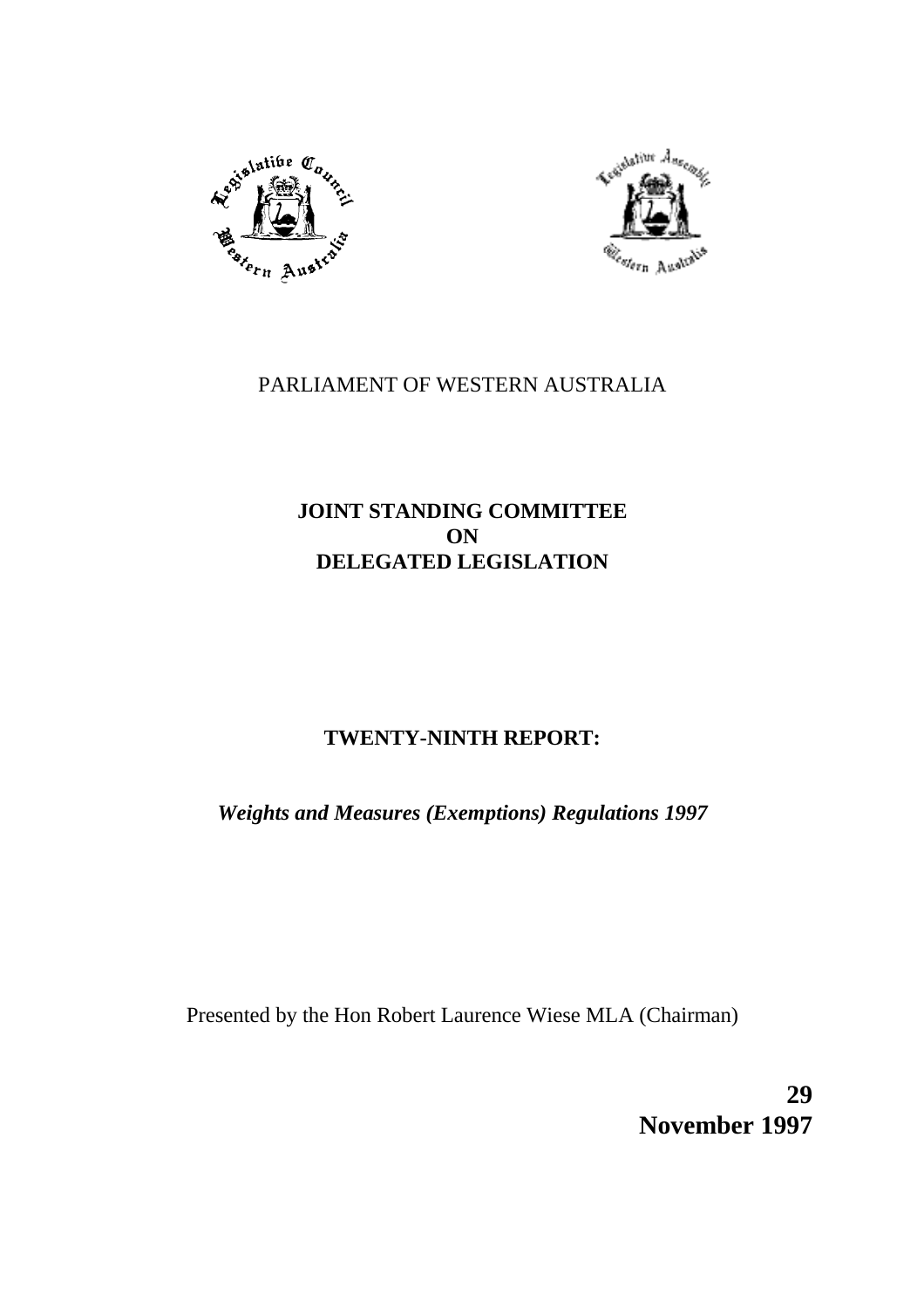PARLIAMENT OF WESTERN AUSTRALIA

# JOINT STANDING COMMITTEE ON DELEGATED LEGISLATION

## TWENTY-NINTH REPORT:

***Weights and Measures (Exemptions) Regulations 1997***

Presented by the Hon Robert Laurence Wiese MLA (Chairman)

**29 November 1997**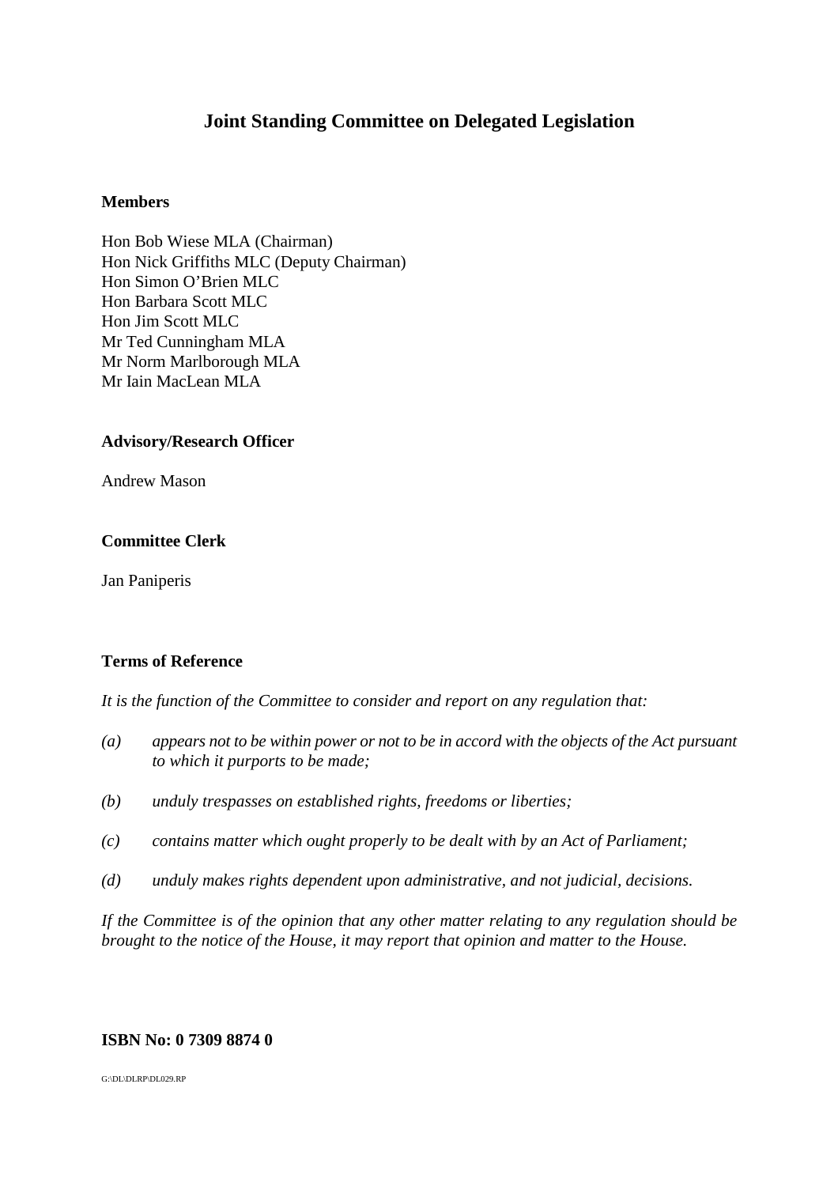# Joint Standing Committee on Delegated Legislation

**Members**

Hon Bob Wiese MLA (Chairman)
Hon Nick Griffiths MLC (Deputy Chairman)
Hon Simon O'Brien MLC
Hon Barbara Scott MLC
Hon Jim Scott MLC
Mr Ted Cunningham MLA
Mr Norm Marlborough MLA
Mr Iain MacLean MLA

**Advisory/Research Officer**

Andrew Mason

**Committee Clerk**

Jan Paniperis

**Terms of Reference**

*It is the function of the Committee to consider and report on any regulation that:*

*(a) appears not to be within power or not to be in accord with the objects of the Act pursuant to which it purports to be made;*

*(b) unduly trespasses on established rights, freedoms or liberties;*

*(c) contains matter which ought properly to be dealt with by an Act of Parliament;*

*(d) unduly makes rights dependent upon administrative, and not judicial, decisions.*

*If the Committee is of the opinion that any other matter relating to any regulation should be brought to the notice of the House, it may report that opinion and matter to the House.*

**ISBN No: 0 7309 8874 0**

G:\DL\DLRP\DL029.RP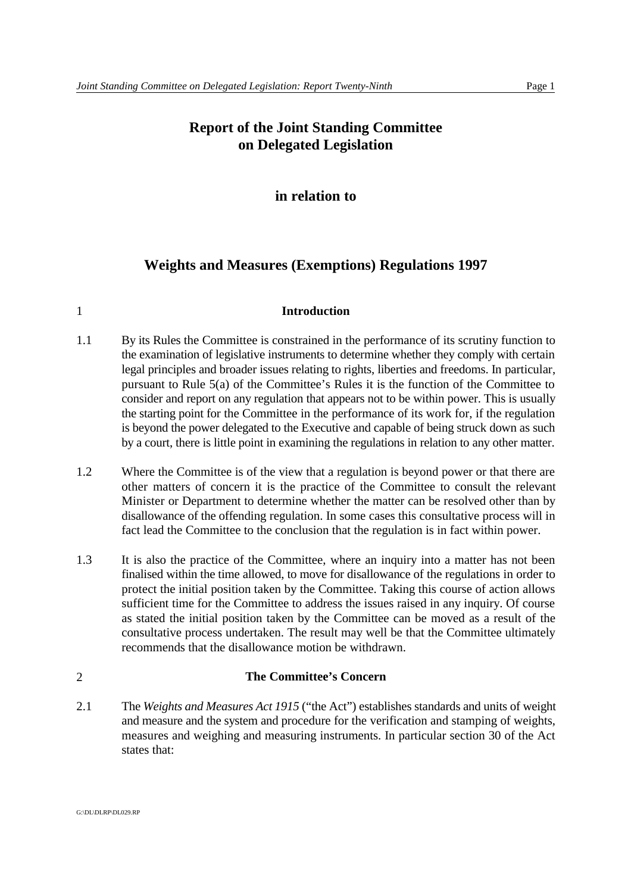# Report of the Joint Standing Committee on Delegated Legislation

## in relation to

## Weights and Measures (Exemptions) Regulations 1997

### 1 Introduction

1.1 By its Rules the Committee is constrained in the performance of its scrutiny function to the examination of legislative instruments to determine whether they comply with certain legal principles and broader issues relating to rights, liberties and freedoms. In particular, pursuant to Rule 5(a) of the Committee's Rules it is the function of the Committee to consider and report on any regulation that appears not to be within power. This is usually the starting point for the Committee in the performance of its work for, if the regulation is beyond the power delegated to the Executive and capable of being struck down as such by a court, there is little point in examining the regulations in relation to any other matter.

1.2 Where the Committee is of the view that a regulation is beyond power or that there are other matters of concern it is the practice of the Committee to consult the relevant Minister or Department to determine whether the matter can be resolved other than by disallowance of the offending regulation. In some cases this consultative process will in fact lead the Committee to the conclusion that the regulation is in fact within power.

1.3 It is also the practice of the Committee, where an inquiry into a matter has not been finalised within the time allowed, to move for disallowance of the regulations in order to protect the initial position taken by the Committee. Taking this course of action allows sufficient time for the Committee to address the issues raised in any inquiry. Of course as stated the initial position taken by the Committee can be moved as a result of the consultative process undertaken. The result may well be that the Committee ultimately recommends that the disallowance motion be withdrawn.

### 2 The Committee's Concern

2.1 The *Weights and Measures Act 1915* ("the Act") establishes standards and units of weight and measure and the system and procedure for the verification and stamping of weights, measures and weighing and measuring instruments. In particular section 30 of the Act states that: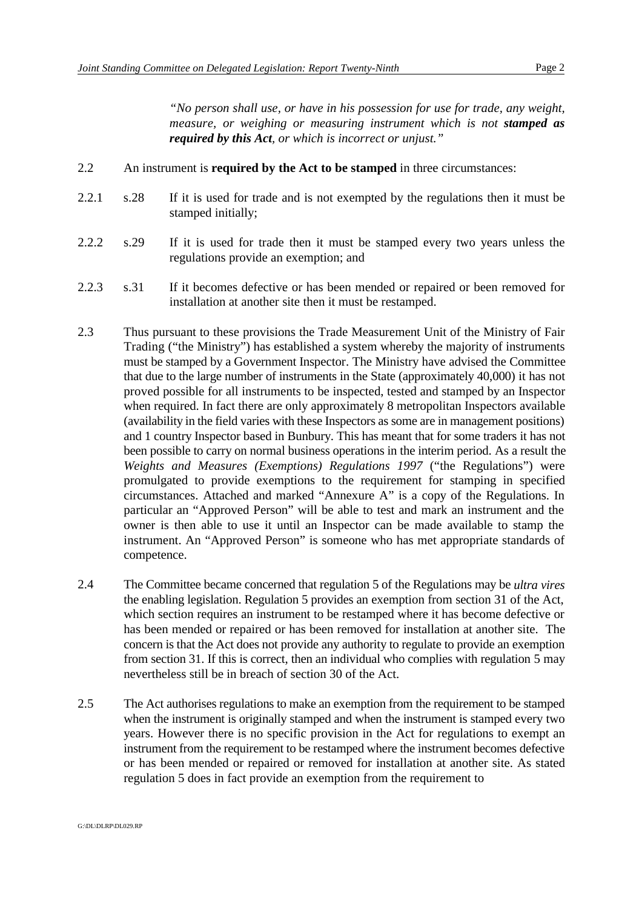*"No person shall use, or have in his possession for use for trade, any weight, measure, or weighing or measuring instrument which is not **stamped as required by this Act**, or which is incorrect or unjust."*

2.2 An instrument is **required by the Act to be stamped** in three circumstances:

2.2.1 s.28 If it is used for trade and is not exempted by the regulations then it must be stamped initially;

2.2.2 s.29 If it is used for trade then it must be stamped every two years unless the regulations provide an exemption; and

2.2.3 s.31 If it becomes defective or has been mended or repaired or been removed for installation at another site then it must be restamped.

2.3 Thus pursuant to these provisions the Trade Measurement Unit of the Ministry of Fair Trading ("the Ministry") has established a system whereby the majority of instruments must be stamped by a Government Inspector. The Ministry have advised the Committee that due to the large number of instruments in the State (approximately 40,000) it has not proved possible for all instruments to be inspected, tested and stamped by an Inspector when required. In fact there are only approximately 8 metropolitan Inspectors available (availability in the field varies with these Inspectors as some are in management positions) and 1 country Inspector based in Bunbury. This has meant that for some traders it has not been possible to carry on normal business operations in the interim period. As a result the *Weights and Measures (Exemptions) Regulations 1997* ("the Regulations") were promulgated to provide exemptions to the requirement for stamping in specified circumstances. Attached and marked "Annexure A" is a copy of the Regulations. In particular an "Approved Person" will be able to test and mark an instrument and the owner is then able to use it until an Inspector can be made available to stamp the instrument. An "Approved Person" is someone who has met appropriate standards of competence.

2.4 The Committee became concerned that regulation 5 of the Regulations may be *ultra vires* the enabling legislation. Regulation 5 provides an exemption from section 31 of the Act, which section requires an instrument to be restamped where it has become defective or has been mended or repaired or has been removed for installation at another site. The concern is that the Act does not provide any authority to regulate to provide an exemption from section 31. If this is correct, then an individual who complies with regulation 5 may nevertheless still be in breach of section 30 of the Act.

2.5 The Act authorises regulations to make an exemption from the requirement to be stamped when the instrument is originally stamped and when the instrument is stamped every two years. However there is no specific provision in the Act for regulations to exempt an instrument from the requirement to be restamped where the instrument becomes defective or has been mended or repaired or removed for installation at another site. As stated regulation 5 does in fact provide an exemption from the requirement to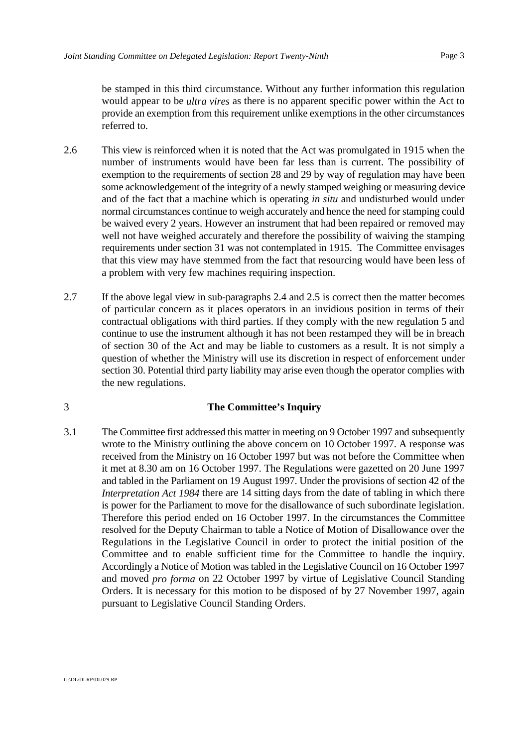be stamped in this third circumstance. Without any further information this regulation would appear to be *ultra vires* as there is no apparent specific power within the Act to provide an exemption from this requirement unlike exemptions in the other circumstances referred to.

2.6 This view is reinforced when it is noted that the Act was promulgated in 1915 when the number of instruments would have been far less than is current. The possibility of exemption to the requirements of section 28 and 29 by way of regulation may have been some acknowledgement of the integrity of a newly stamped weighing or measuring device and of the fact that a machine which is operating *in situ* and undisturbed would under normal circumstances continue to weigh accurately and hence the need for stamping could be waived every 2 years. However an instrument that had been repaired or removed may well not have weighed accurately and therefore the possibility of waiving the stamping requirements under section 31 was not contemplated in 1915. The Committee envisages that this view may have stemmed from the fact that resourcing would have been less of a problem with very few machines requiring inspection.

2.7 If the above legal view in sub-paragraphs 2.4 and 2.5 is correct then the matter becomes of particular concern as it places operators in an invidious position in terms of their contractual obligations with third parties. If they comply with the new regulation 5 and continue to use the instrument although it has not been restamped they will be in breach of section 30 of the Act and may be liable to customers as a result. It is not simply a question of whether the Ministry will use its discretion in respect of enforcement under section 30. Potential third party liability may arise even though the operator complies with the new regulations.

## 3 The Committee's Inquiry

3.1 The Committee first addressed this matter in meeting on 9 October 1997 and subsequently wrote to the Ministry outlining the above concern on 10 October 1997. A response was received from the Ministry on 16 October 1997 but was not before the Committee when it met at 8.30 am on 16 October 1997. The Regulations were gazetted on 20 June 1997 and tabled in the Parliament on 19 August 1997. Under the provisions of section 42 of the *Interpretation Act 1984* there are 14 sitting days from the date of tabling in which there is power for the Parliament to move for the disallowance of such subordinate legislation. Therefore this period ended on 16 October 1997. In the circumstances the Committee resolved for the Deputy Chairman to table a Notice of Motion of Disallowance over the Regulations in the Legislative Council in order to protect the initial position of the Committee and to enable sufficient time for the Committee to handle the inquiry. Accordingly a Notice of Motion was tabled in the Legislative Council on 16 October 1997 and moved *pro forma* on 22 October 1997 by virtue of Legislative Council Standing Orders. It is necessary for this motion to be disposed of by 27 November 1997, again pursuant to Legislative Council Standing Orders.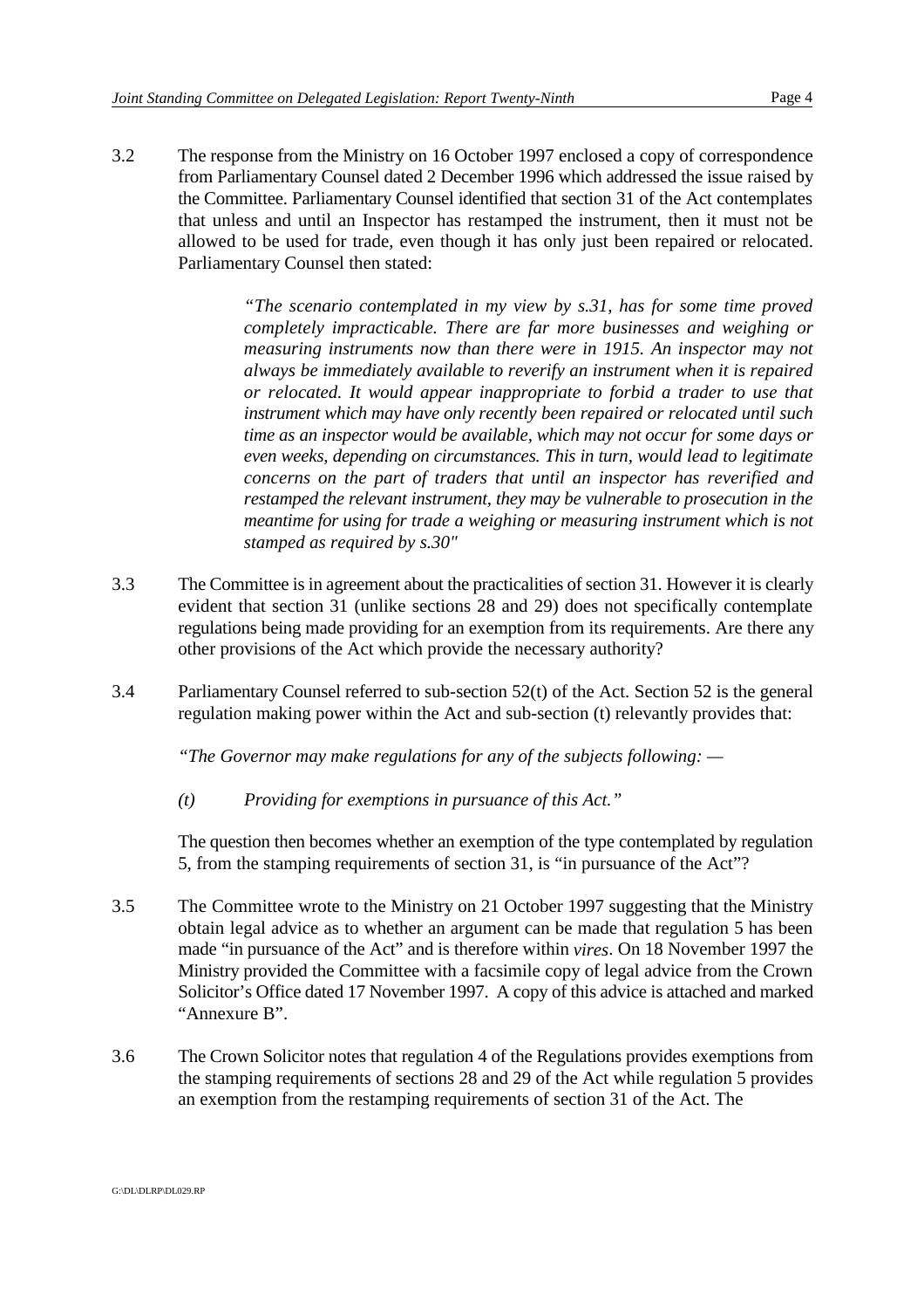3.2 The response from the Ministry on 16 October 1997 enclosed a copy of correspondence from Parliamentary Counsel dated 2 December 1996 which addressed the issue raised by the Committee. Parliamentary Counsel identified that section 31 of the Act contemplates that unless and until an Inspector has restamped the instrument, then it must not be allowed to be used for trade, even though it has only just been repaired or relocated. Parliamentary Counsel then stated:

> *"The scenario contemplated in my view by s.31, has for some time proved completely impracticable. There are far more businesses and weighing or measuring instruments now than there were in 1915. An inspector may not always be immediately available to reverify an instrument when it is repaired or relocated. It would appear inappropriate to forbid a trader to use that instrument which may have only recently been repaired or relocated until such time as an inspector would be available, which may not occur for some days or even weeks, depending on circumstances. This in turn, would lead to legitimate concerns on the part of traders that until an inspector has reverified and restamped the relevant instrument, they may be vulnerable to prosecution in the meantime for using for trade a weighing or measuring instrument which is not stamped as required by s.30"*

3.3 The Committee is in agreement about the practicalities of section 31. However it is clearly evident that section 31 (unlike sections 28 and 29) does not specifically contemplate regulations being made providing for an exemption from its requirements. Are there any other provisions of the Act which provide the necessary authority?

3.4 Parliamentary Counsel referred to sub-section 52(t) of the Act. Section 52 is the general regulation making power within the Act and sub-section (t) relevantly provides that:

*"The Governor may make regulations for any of the subjects following: —*

*(t) Providing for exemptions in pursuance of this Act."*

The question then becomes whether an exemption of the type contemplated by regulation 5, from the stamping requirements of section 31, is "in pursuance of the Act"?

3.5 The Committee wrote to the Ministry on 21 October 1997 suggesting that the Ministry obtain legal advice as to whether an argument can be made that regulation 5 has been made "in pursuance of the Act" and is therefore within *vires*. On 18 November 1997 the Ministry provided the Committee with a facsimile copy of legal advice from the Crown Solicitor's Office dated 17 November 1997. A copy of this advice is attached and marked "Annexure B".

3.6 The Crown Solicitor notes that regulation 4 of the Regulations provides exemptions from the stamping requirements of sections 28 and 29 of the Act while regulation 5 provides an exemption from the restamping requirements of section 31 of the Act. The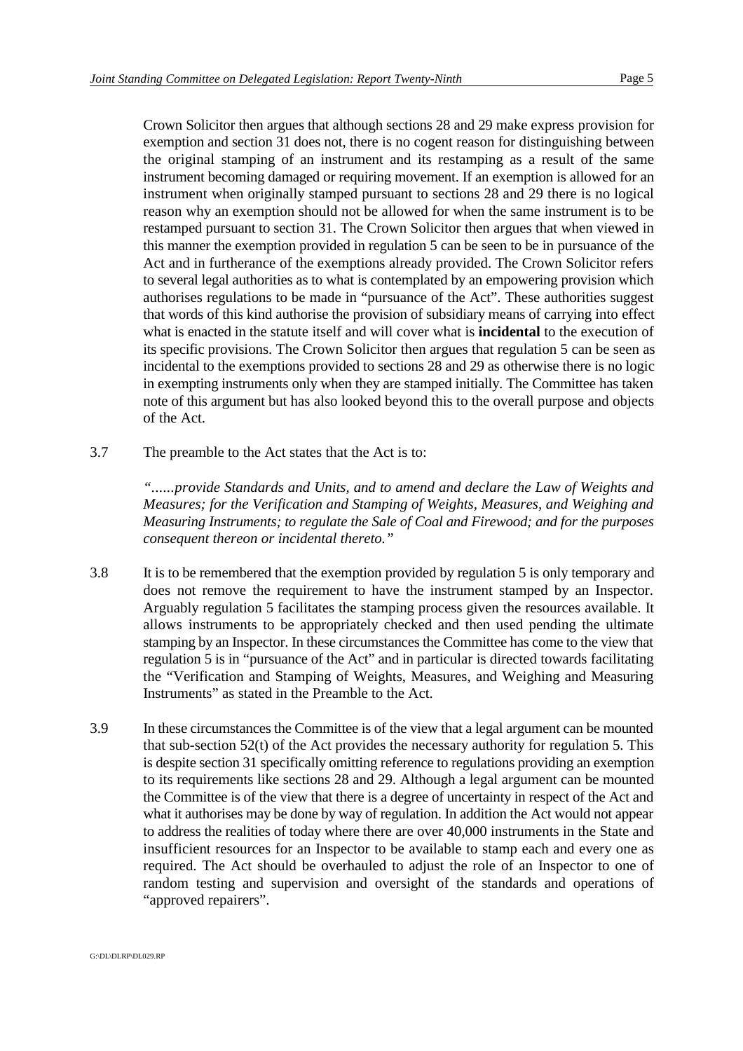Crown Solicitor then argues that although sections 28 and 29 make express provision for exemption and section 31 does not, there is no cogent reason for distinguishing between the original stamping of an instrument and its restamping as a result of the same instrument becoming damaged or requiring movement. If an exemption is allowed for an instrument when originally stamped pursuant to sections 28 and 29 there is no logical reason why an exemption should not be allowed for when the same instrument is to be restamped pursuant to section 31. The Crown Solicitor then argues that when viewed in this manner the exemption provided in regulation 5 can be seen to be in pursuance of the Act and in furtherance of the exemptions already provided. The Crown Solicitor refers to several legal authorities as to what is contemplated by an empowering provision which authorises regulations to be made in "pursuance of the Act". These authorities suggest that words of this kind authorise the provision of subsidiary means of carrying into effect what is enacted in the statute itself and will cover what is **incidental** to the execution of its specific provisions. The Crown Solicitor then argues that regulation 5 can be seen as incidental to the exemptions provided to sections 28 and 29 as otherwise there is no logic in exempting instruments only when they are stamped initially. The Committee has taken note of this argument but has also looked beyond this to the overall purpose and objects of the Act.

3.7 The preamble to the Act states that the Act is to:

*"......provide Standards and Units, and to amend and declare the Law of Weights and Measures; for the Verification and Stamping of Weights, Measures, and Weighing and Measuring Instruments; to regulate the Sale of Coal and Firewood; and for the purposes consequent thereon or incidental thereto."*

3.8 It is to be remembered that the exemption provided by regulation 5 is only temporary and does not remove the requirement to have the instrument stamped by an Inspector. Arguably regulation 5 facilitates the stamping process given the resources available. It allows instruments to be appropriately checked and then used pending the ultimate stamping by an Inspector. In these circumstances the Committee has come to the view that regulation 5 is in "pursuance of the Act" and in particular is directed towards facilitating the "Verification and Stamping of Weights, Measures, and Weighing and Measuring Instruments" as stated in the Preamble to the Act.

3.9 In these circumstances the Committee is of the view that a legal argument can be mounted that sub-section 52(t) of the Act provides the necessary authority for regulation 5. This is despite section 31 specifically omitting reference to regulations providing an exemption to its requirements like sections 28 and 29. Although a legal argument can be mounted the Committee is of the view that there is a degree of uncertainty in respect of the Act and what it authorises may be done by way of regulation. In addition the Act would not appear to address the realities of today where there are over 40,000 instruments in the State and insufficient resources for an Inspector to be available to stamp each and every one as required. The Act should be overhauled to adjust the role of an Inspector to one of random testing and supervision and oversight of the standards and operations of "approved repairers".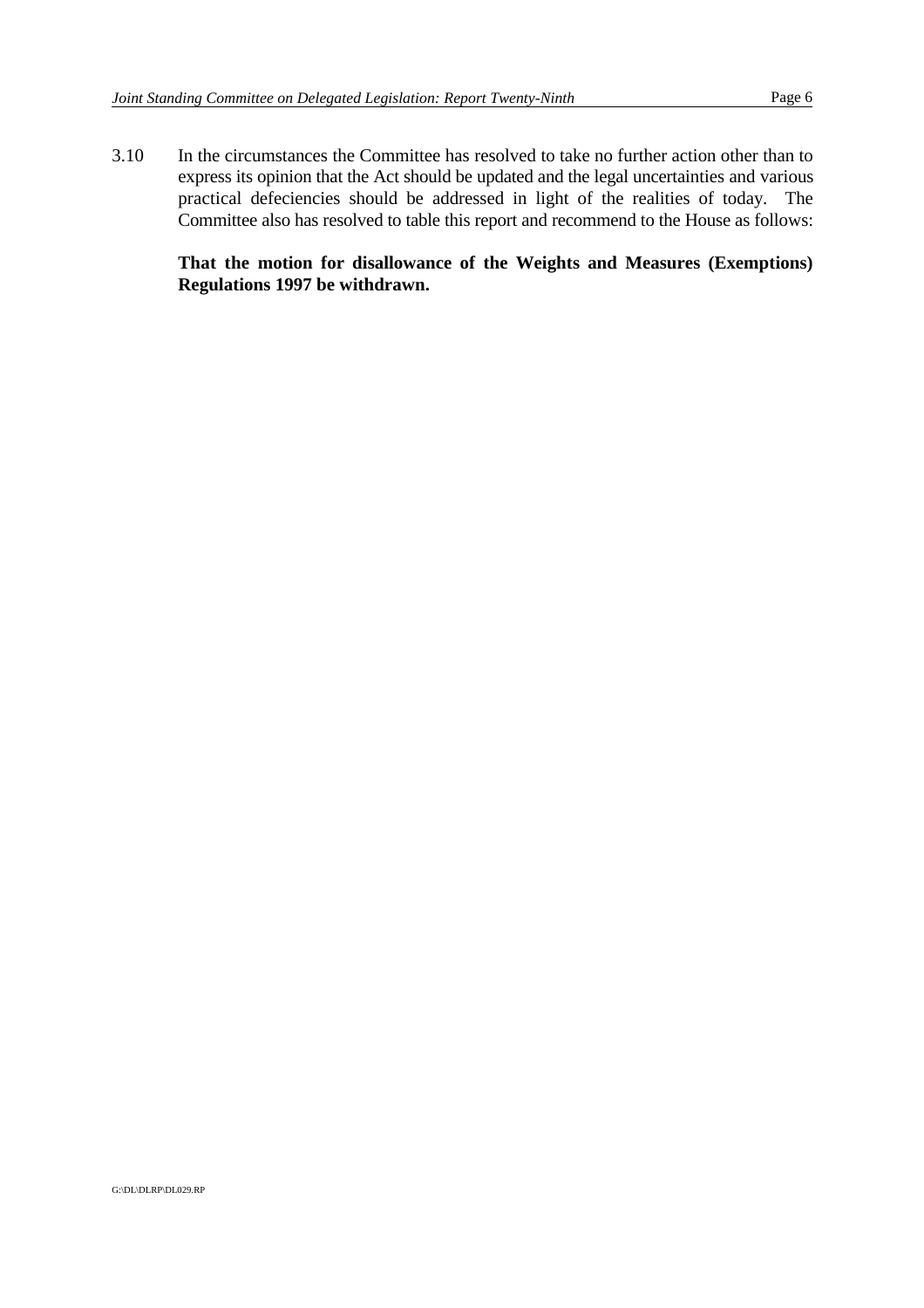3.10 In the circumstances the Committee has resolved to take no further action other than to express its opinion that the Act should be updated and the legal uncertainties and various practical defeciencies should be addressed in light of the realities of today. The Committee also has resolved to table this report and recommend to the House as follows:

**That the motion for disallowance of the Weights and Measures (Exemptions) Regulations 1997 be withdrawn.**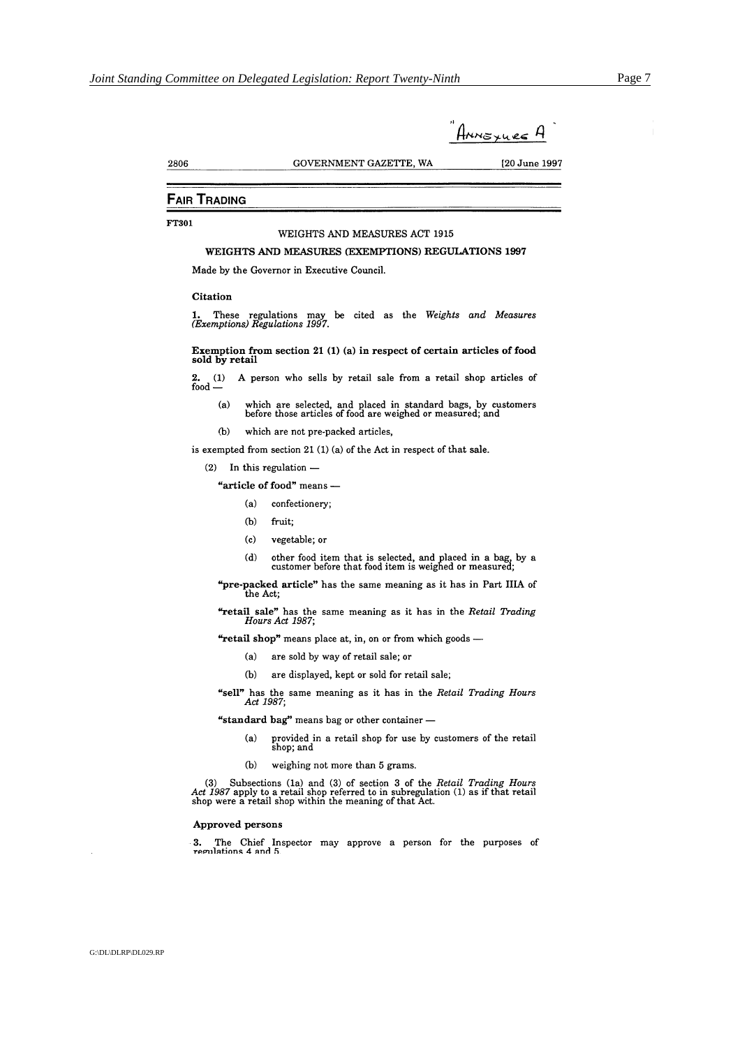"Annexures A"

2806 GOVERNMENT GAZETTE, WA [20 June 1997

## FAIR TRADING

**FT301**

WEIGHTS AND MEASURES ACT 1915

### WEIGHTS AND MEASURES (EXEMPTIONS) REGULATIONS 1997

Made by the Governor in Executive Council.

**Citation**

**1.** These regulations may be cited as the *Weights and Measures (Exemptions) Regulations 1997*.

**Exemption from section 21 (1) (a) in respect of certain articles of food sold by retail**

**2.** (1) A person who sells by retail sale from a retail shop articles of food —

(a) which are selected, and placed in standard bags, by customers before those articles of food are weighed or measured; and

(b) which are not pre-packed articles,

is exempted from section 21 (1) (a) of the Act in respect of that sale.

(2) In this regulation —

**"article of food"** means —

(a) confectionery;

(b) fruit;

(c) vegetable; or

(d) other food item that is selected, and placed in a bag, by a customer before that food item is weighed or measured;

**"pre-packed article"** has the same meaning as it has in Part IIIA of the Act;

**"retail sale"** has the same meaning as it has in the *Retail Trading Hours Act 1987*;

**"retail shop"** means place at, in, on or from which goods —

(a) are sold by way of retail sale; or

(b) are displayed, kept or sold for retail sale;

**"sell"** has the same meaning as it has in the *Retail Trading Hours Act 1987*;

**"standard bag"** means bag or other container —

(a) provided in a retail shop for use by customers of the retail shop; and

(b) weighing not more than 5 grams.

(3) Subsections (1a) and (3) of section 3 of the *Retail Trading Hours Act 1987* apply to a retail shop referred to in subregulation (1) as if that retail shop were a retail shop within the meaning of that Act.

**Approved persons**

**3.** The Chief Inspector may approve a person for the purposes of regulations 4 and 5.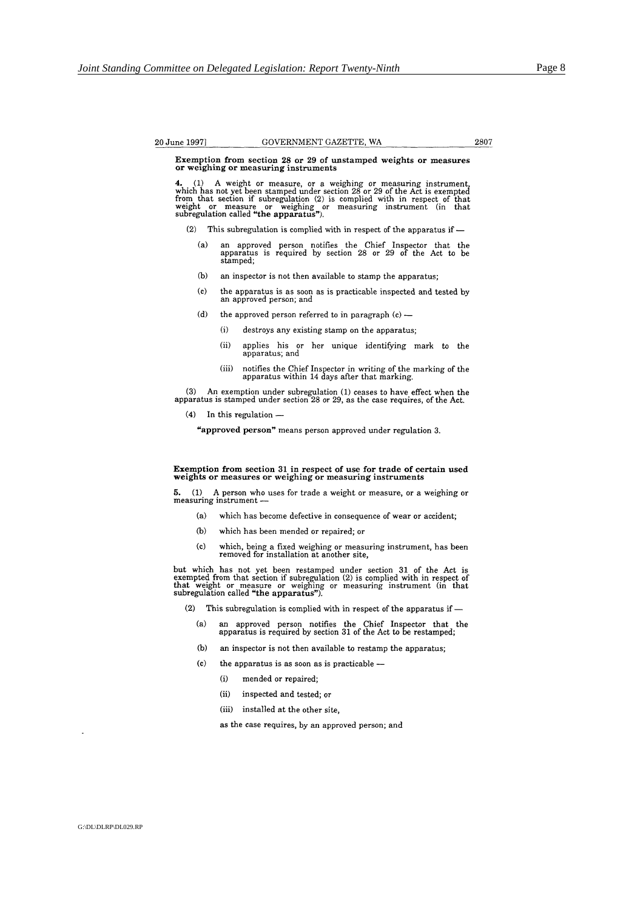**Exemption from section 28 or 29 of unstamped weights or measures or weighing or measuring instruments**

**4.** (1) A weight or measure, or a weighing or measuring instrument, which has not yet been stamped under section 28 or 29 of the Act is exempted from that section if subregulation (2) is complied with in respect of that weight or measure or weighing or measuring instrument (in that subregulation called **"the apparatus"**).

(2) This subregulation is complied with in respect of the apparatus if —

(a) an approved person notifies the Chief Inspector that the apparatus is required by section 28 or 29 of the Act to be stamped;

(b) an inspector is not then available to stamp the apparatus;

(c) the apparatus is as soon as is practicable inspected and tested by an approved person; and

(d) the approved person referred to in paragraph (c) —

(i) destroys any existing stamp on the apparatus;

(ii) applies his or her unique identifying mark to the apparatus; and

(iii) notifies the Chief Inspector in writing of the marking of the apparatus within 14 days after that marking.

(3) An exemption under subregulation (1) ceases to have effect when the apparatus is stamped under section 28 or 29, as the case requires, of the Act.

(4) In this regulation —

**"approved person"** means person approved under regulation 3.

**Exemption from section 31 in respect of use for trade of certain used weights or measures or weighing or measuring instruments**

**5.** (1) A person who uses for trade a weight or measure, or a weighing or measuring instrument —

(a) which has become defective in consequence of wear or accident;

(b) which has been mended or repaired; or

(c) which, being a fixed weighing or measuring instrument, has been removed for installation at another site,

but which has not yet been restamped under section 31 of the Act is exempted from that section if subregulation (2) is complied with in respect of that weight or measure or weighing or measuring instrument (in that subregulation called **"the apparatus"**).

(2) This subregulation is complied with in respect of the apparatus if —

(a) an approved person notifies the Chief Inspector that the apparatus is required by section 31 of the Act to be restamped;

(b) an inspector is not then available to restamp the apparatus;

(c) the apparatus is as soon as is practicable —

(i) mended or repaired;

(ii) inspected and tested; or

(iii) installed at the other site,

as the case requires, by an approved person; and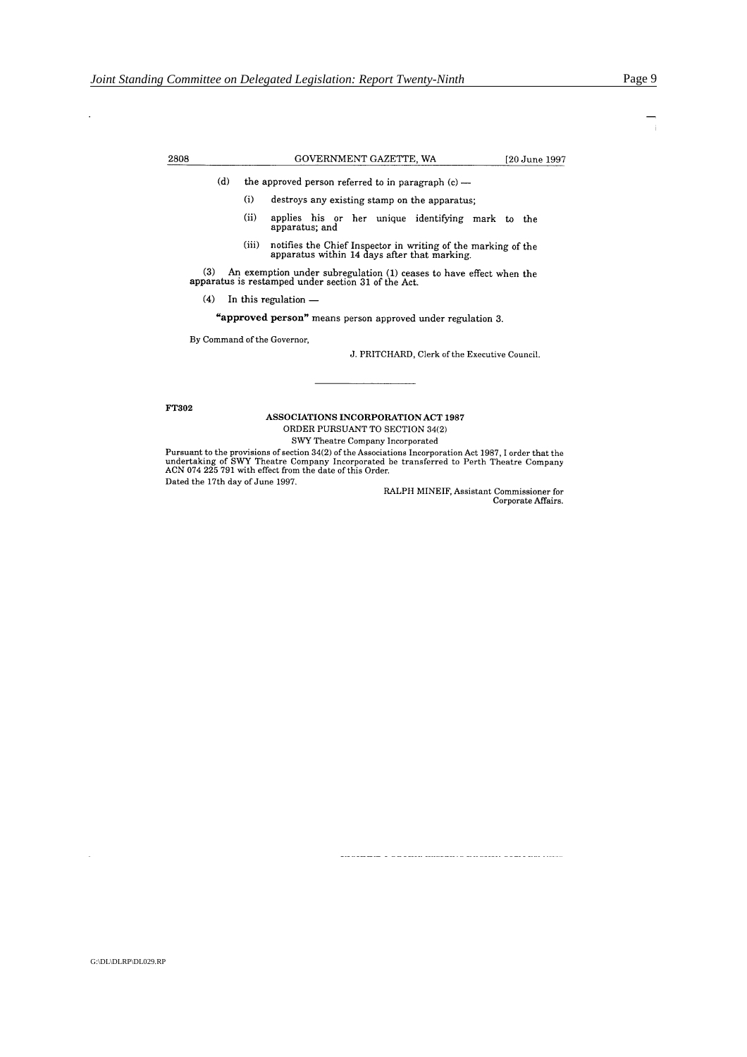(d) the approved person referred to in paragraph (c) —

(i) destroys any existing stamp on the apparatus;

(ii) applies his or her unique identifying mark to the apparatus; and

(iii) notifies the Chief Inspector in writing of the marking of the apparatus within 14 days after that marking.

(3) An exemption under subregulation (1) ceases to have effect when the apparatus is restamped under section 31 of the Act.

(4) In this regulation —

**"approved person"** means person approved under regulation 3.

By Command of the Governor,

J. PRITCHARD, Clerk of the Executive Council.

---

**FT302**

**ASSOCIATIONS INCORPORATION ACT 1987**

ORDER PURSUANT TO SECTION 34(2)

SWY Theatre Company Incorporated

Pursuant to the provisions of section 34(2) of the Associations Incorporation Act 1987, I order that the undertaking of SWY Theatre Company Incorporated be transferred to Perth Theatre Company ACN 074 225 791 with effect from the date of this Order.

Dated the 17th day of June 1997.

RALPH MINEIF, Assistant Commissioner for Corporate Affairs.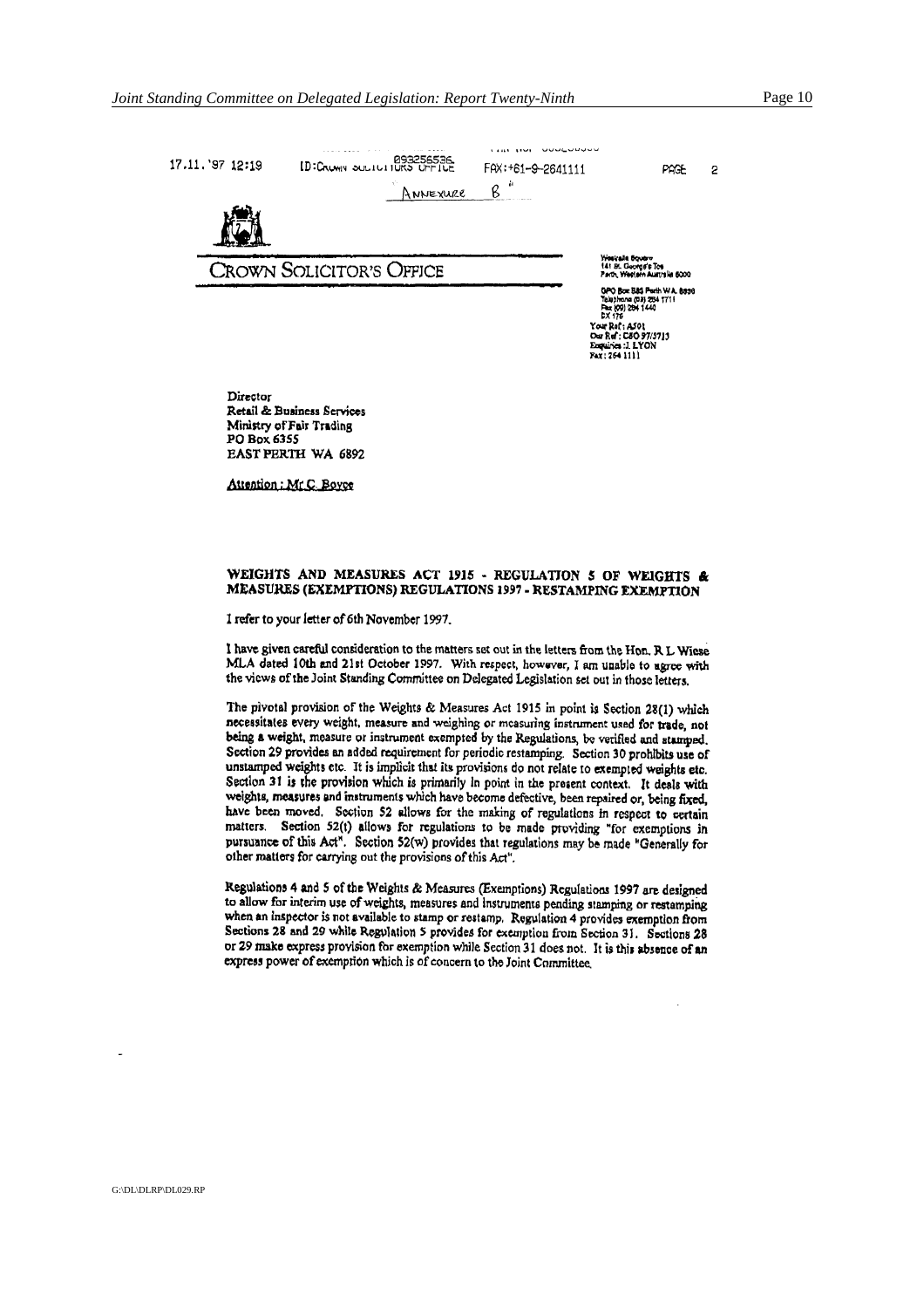17.11.'97 12:19 ID:CROWN SOLICITORS OFFICE 093256536 FAX:+61-9-2641111 PAGE 2

ANNEXURE B

# CROWN SOLICITOR'S OFFICE

Westralia Square
141 St. George's Tce
Perth, Western Australia 6000

GPO Box B83 Perth WA 6838
Telephone (09) 264 1711
Fax (09) 264 1440
DX 175

Your Ref: A501
Our Ref: CSO 97/3713
Enquiries: J. LYON
Fax: 264 1111

Director
Retail & Business Services
Ministry of Fair Trading
PO Box 6355
EAST PERTH WA 6892

Attention: Mr C Boyce

**WEIGHTS AND MEASURES ACT 1915 - REGULATION 5 OF WEIGHTS & MEASURES (EXEMPTIONS) REGULATIONS 1997 - RESTAMPING EXEMPTION**

I refer to your letter of 6th November 1997.

I have given careful consideration to the matters set out in the letters from the Hon. R L Wiese MLA dated 10th and 21st October 1997. With respect, however, I am unable to agree with the views of the Joint Standing Committee on Delegated Legislation set out in those letters.

The pivotal provision of the Weights & Measures Act 1915 in point is Section 28(1) which necessitates every weight, measure and weighing or measuring instrument used for trade, not being a weight, measure or instrument exempted by the Regulations, be verified and stamped. Section 29 provides an added requirement for periodic restamping. Section 30 prohibits use of unstamped weights etc. It is implicit that its provisions do not relate to exempted weights etc. Section 31 is the provision which is primarily in point in the present context. It deals with weights, measures and instruments which have become defective, been repaired or, being fixed, have been moved. Section 52 allows for the making of regulations in respect to certain matters. Section 52(t) allows for regulations to be made providing "for exemptions in pursuance of this Act". Section 52(w) provides that regulations may be made "Generally for other matters for carrying out the provisions of this Act".

Regulations 4 and 5 of the Weights & Measures (Exemptions) Regulations 1997 are designed to allow for interim use of weights, measures and instruments pending stamping or restamping when an inspector is not available to stamp or restamp. Regulation 4 provides exemption from Sections 28 and 29 while Regulation 5 provides for exemption from Section 31. Sections 28 or 29 make express provision for exemption while Section 31 does not. It is this absence of an express power of exemption which is of concern to the Joint Committee.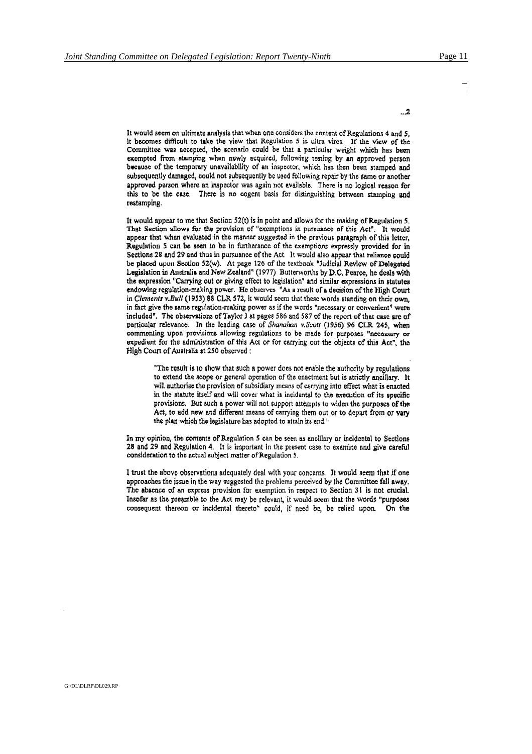...2

It would seem on ultimate analysis that when one considers the content of Regulations 4 and 5, it becomes difficult to take the view that Regulation 5 is ultra vires. If the view of the Committee was accepted, the scenario could be that a particular weight which has been exempted from stamping when newly acquired, following testing by an approved person because of the temporary unavailability of an inspector, which has then been stamped and subsequently damaged, could not subsequently be used following repair by the same or another approved person where an inspector was again not available. There is no logical reason for this to be the case. There is no cogent basis for distinguishing between stamping and restamping.

It would appear to me that Section 52(t) is in point and allows for the making of Regulation 5. That Section allows for the provision of "exemptions in pursuance of this Act". It would appear that when evaluated in the manner suggested in the previous paragraph of this letter, Regulation 5 can be seen to be in furtherance of the exemptions expressly provided for in Sections 28 and 29 and thus in pursuance of the Act. It would also appear that reliance could be placed upon Section 52(w). At page 126 of the textbook "Judicial Review of Delegated Legislation in Australia and New Zealand" (1977) Butterworths by D.C. Pearce, he deals with the expression "Carrying out or giving effect to legislation" and similar expressions in statutes endowing regulation-making power. He observes "As a result of a decision of the High Court in *Clements v.Bull* (1953) 88 CLR 572, it would seem that these words standing on their own, in fact give the same regulation-making power as if the words "necessary or convenient" were included". The observations of Taylor J at pages 586 and 587 of the report of that case are of particular relevance. In the leading case of *Shanahan v.Scott* (1956) 96 CLR 245, when commenting upon provisions allowing regulations to be made for purposes "necessary or expedient for the administration of this Act or for carrying out the objects of this Act", the High Court of Australia at 250 observed :

> "The result is to show that such a power does not enable the authority by regulations to extend the scope or general operation of the enactment but is strictly ancillary. It will authorise the provision of subsidiary means of carrying into effect what is enacted in the statute itself and will cover what is incidental to the execution of its specific provisions. But such a power will not support attempts to widen the purposes of the Act, to add new and different means of carrying them out or to depart from or vary the plan which the legislature has adopted to attain its end."

In my opinion, the contents of Regulation 5 can be seen as ancillary or incidental to Sections 28 and 29 and Regulation 4. It is important in the present case to examine and give careful consideration to the actual subject matter of Regulation 5.

I trust the above observations adequately deal with your concerns. It would seem that if one approaches the issue in the way suggested the problems perceived by the Committee fall away. The absence of an express provision for exemption in respect to Section 31 is not crucial. Insofar as the preamble to the Act may be relevant, it would seem that the words "purposes consequent thereon or incidental thereto" could, if need be, be relied upon. On the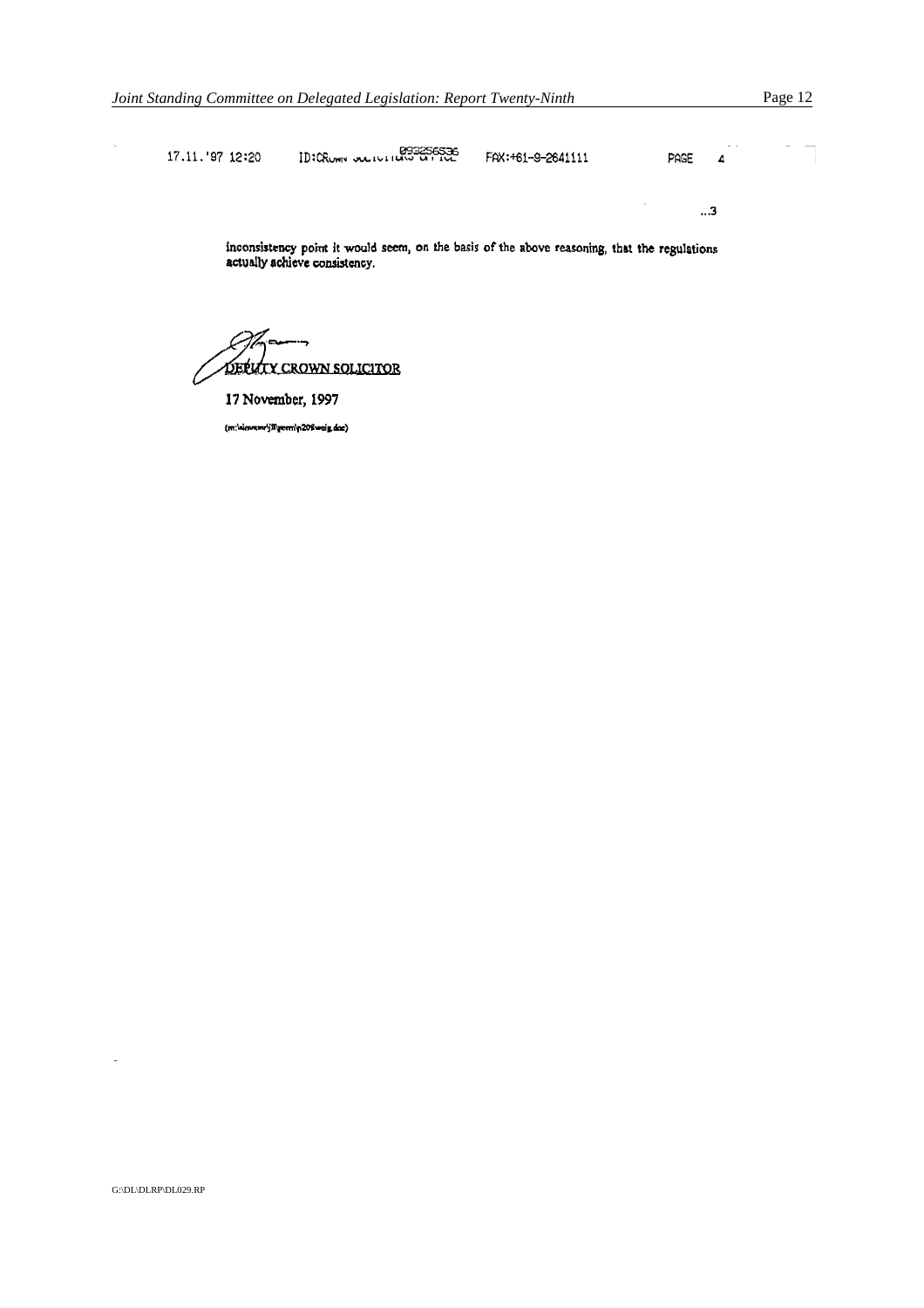17.11.'97 12:20 ID:CROWN SOLICITORS OFFICE 0932256536 FAX:+61-9-2641111 PAGE 4

...3

inconsistency point it would seem, on the basis of the above reasoning, that the regulations actually achieve consistency.

DEPUTY CROWN SOLICITOR

17 November, 1997

(m:\wimesvwr\jl\germ\p209weig.doc)